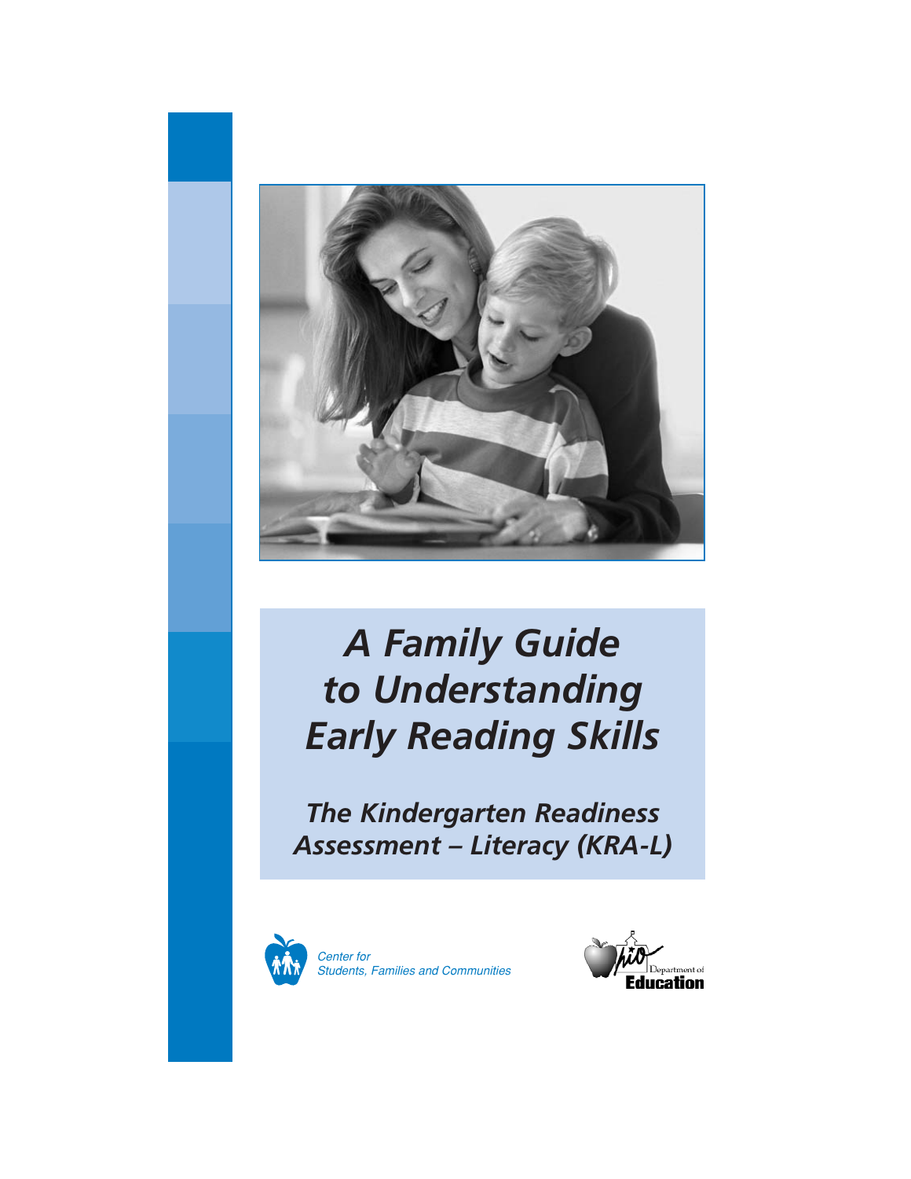# A Family Guide to Understanding Early Reading Skills

## The Kindergarten Readiness Assessment – Literacy (KRA-L)

Center for Students, Families and Communities

Ohio Department of Education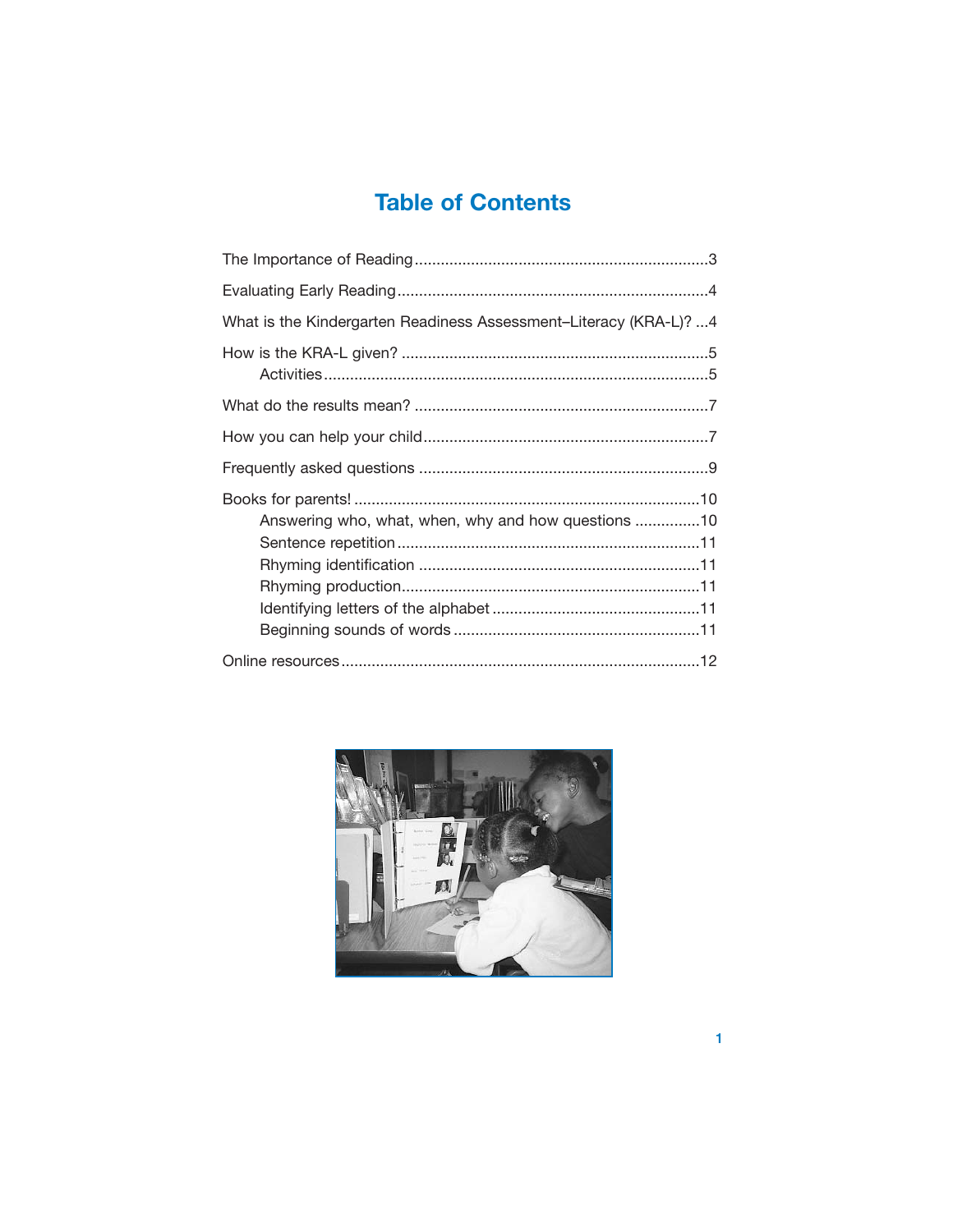# Table of Contents

The Importance of Reading ....................................................................3

Evaluating Early Reading........................................................................4

What is the Kindergarten Readiness Assessment–Literacy (KRA-L)? ...4

How is the KRA-L given? .......................................................................5
- Activities........................................................................................5

What do the results mean? ....................................................................7

How you can help your child..................................................................7

Frequently asked questions ...................................................................9

Books for parents! ................................................................................10
- Answering who, what, when, why and how questions ...............10
- Sentence repetition .....................................................................11
- Rhyming identification ................................................................11
- Rhyming production....................................................................11
- Identifying letters of the alphabet ................................................11
- Beginning sounds of words .........................................................11

Online resources ..................................................................................12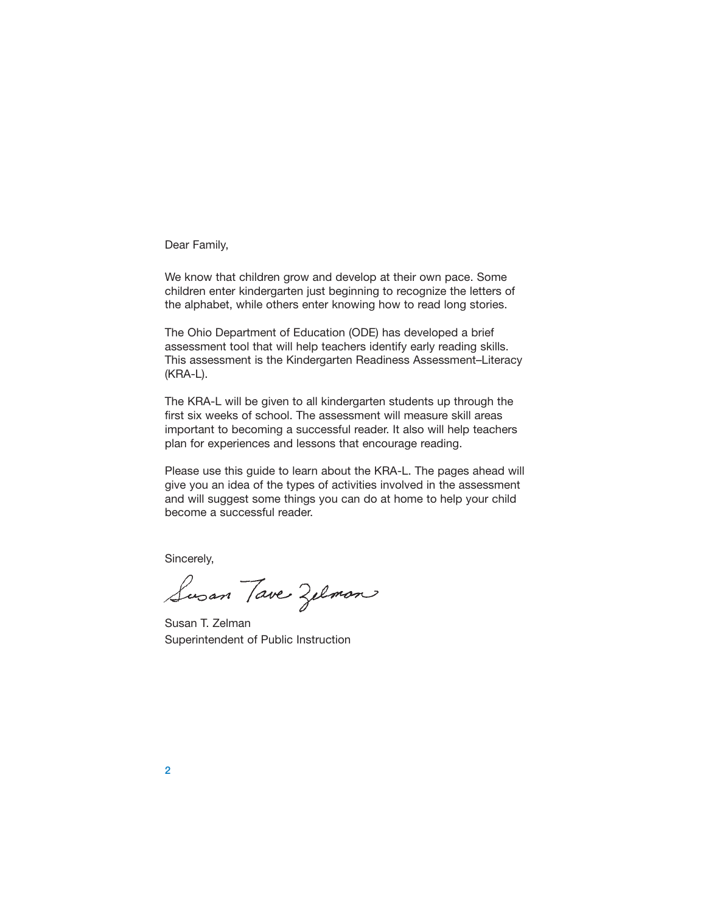Dear Family,

We know that children grow and develop at their own pace. Some children enter kindergarten just beginning to recognize the letters of the alphabet, while others enter knowing how to read long stories.

The Ohio Department of Education (ODE) has developed a brief assessment tool that will help teachers identify early reading skills. This assessment is the Kindergarten Readiness Assessment–Literacy (KRA-L).

The KRA-L will be given to all kindergarten students up through the first six weeks of school. The assessment will measure skill areas important to becoming a successful reader. It also will help teachers plan for experiences and lessons that encourage reading.

Please use this guide to learn about the KRA-L. The pages ahead will give you an idea of the types of activities involved in the assessment and will suggest some things you can do at home to help your child become a successful reader.

Sincerely,

Susan Tave Zelman

Susan T. Zelman
Superintendent of Public Instruction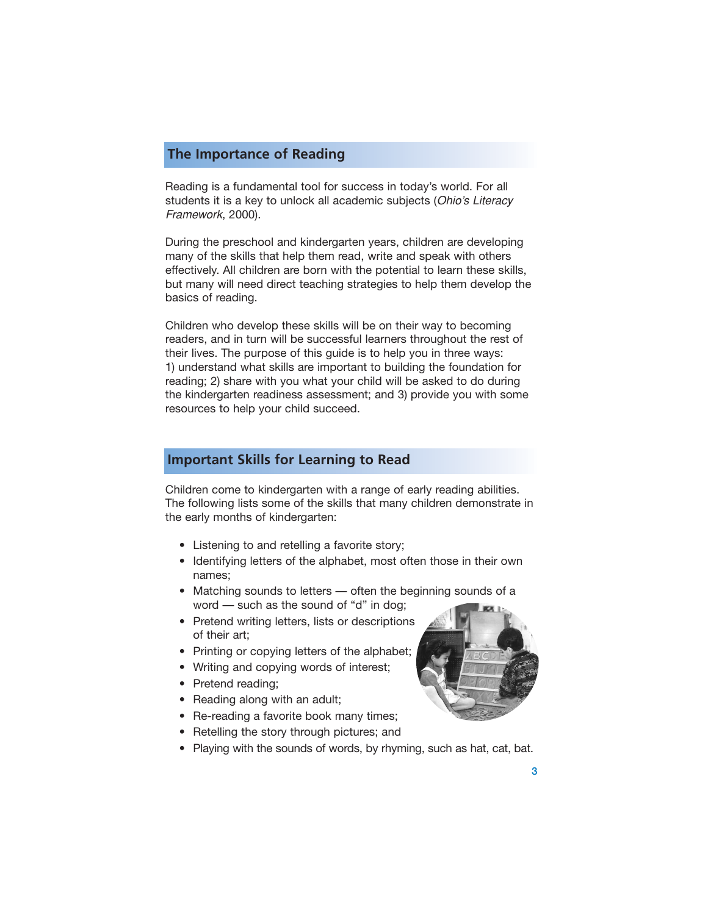## The Importance of Reading

Reading is a fundamental tool for success in today's world. For all students it is a key to unlock all academic subjects (*Ohio's Literacy Framework*, 2000).

During the preschool and kindergarten years, children are developing many of the skills that help them read, write and speak with others effectively. All children are born with the potential to learn these skills, but many will need direct teaching strategies to help them develop the basics of reading.

Children who develop these skills will be on their way to becoming readers, and in turn will be successful learners throughout the rest of their lives. The purpose of this guide is to help you in three ways: 1) understand what skills are important to building the foundation for reading; 2) share with you what your child will be asked to do during the kindergarten readiness assessment; and 3) provide you with some resources to help your child succeed.

## Important Skills for Learning to Read

Children come to kindergarten with a range of early reading abilities. The following lists some of the skills that many children demonstrate in the early months of kindergarten:

- Listening to and retelling a favorite story;
- Identifying letters of the alphabet, most often those in their own names;
- Matching sounds to letters — often the beginning sounds of a word — such as the sound of "d" in dog;
- Pretend writing letters, lists or descriptions of their art;
- Printing or copying letters of the alphabet;
- Writing and copying words of interest;
- Pretend reading;
- Reading along with an adult;
- Re-reading a favorite book many times;
- Retelling the story through pictures; and
- Playing with the sounds of words, by rhyming, such as hat, cat, bat.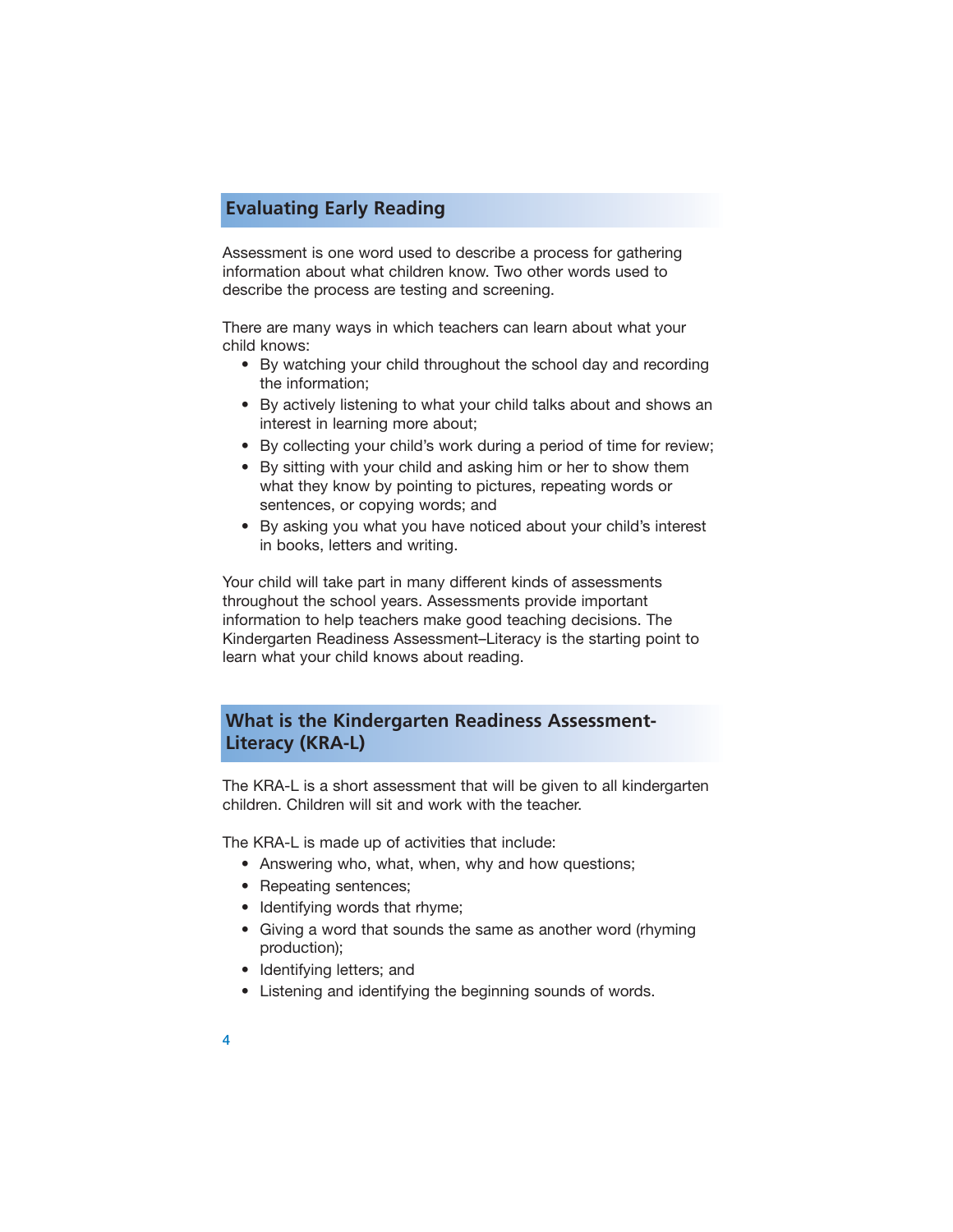## Evaluating Early Reading

Assessment is one word used to describe a process for gathering information about what children know. Two other words used to describe the process are testing and screening.

There are many ways in which teachers can learn about what your child knows:

- By watching your child throughout the school day and recording the information;
- By actively listening to what your child talks about and shows an interest in learning more about;
- By collecting your child's work during a period of time for review;
- By sitting with your child and asking him or her to show them what they know by pointing to pictures, repeating words or sentences, or copying words; and
- By asking you what you have noticed about your child's interest in books, letters and writing.

Your child will take part in many different kinds of assessments throughout the school years. Assessments provide important information to help teachers make good teaching decisions. The Kindergarten Readiness Assessment–Literacy is the starting point to learn what your child knows about reading.

## What is the Kindergarten Readiness Assessment-Literacy (KRA-L)

The KRA-L is a short assessment that will be given to all kindergarten children. Children will sit and work with the teacher.

The KRA-L is made up of activities that include:

- Answering who, what, when, why and how questions;
- Repeating sentences;
- Identifying words that rhyme;
- Giving a word that sounds the same as another word (rhyming production);
- Identifying letters; and
- Listening and identifying the beginning sounds of words.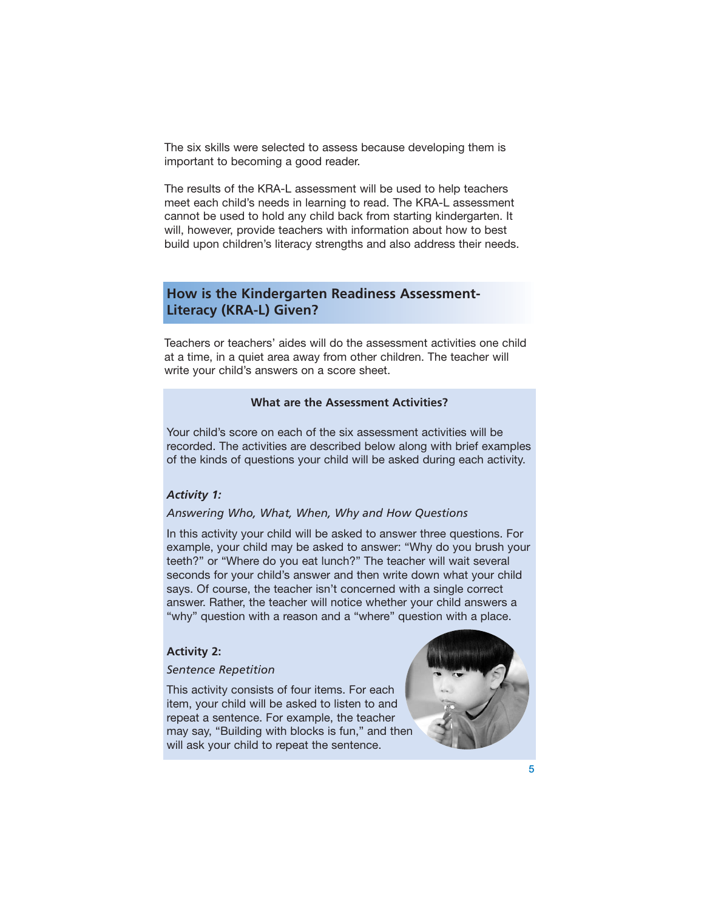The six skills were selected to assess because developing them is important to becoming a good reader.

The results of the KRA-L assessment will be used to help teachers meet each child's needs in learning to read. The KRA-L assessment cannot be used to hold any child back from starting kindergarten. It will, however, provide teachers with information about how to best build upon children's literacy strengths and also address their needs.

## How is the Kindergarten Readiness Assessment-Literacy (KRA-L) Given?

Teachers or teachers' aides will do the assessment activities one child at a time, in a quiet area away from other children. The teacher will write your child's answers on a score sheet.

### What are the Assessment Activities?

Your child's score on each of the six assessment activities will be recorded. The activities are described below along with brief examples of the kinds of questions your child will be asked during each activity.

***Activity 1:***

*Answering Who, What, When, Why and How Questions*

In this activity your child will be asked to answer three questions. For example, your child may be asked to answer: "Why do you brush your teeth?" or "Where do you eat lunch?" The teacher will wait several seconds for your child's answer and then write down what your child says. Of course, the teacher isn't concerned with a single correct answer. Rather, the teacher will notice whether your child answers a "why" question with a reason and a "where" question with a place.

**Activity 2:**

*Sentence Repetition*

This activity consists of four items. For each item, your child will be asked to listen to and repeat a sentence. For example, the teacher may say, "Building with blocks is fun," and then will ask your child to repeat the sentence.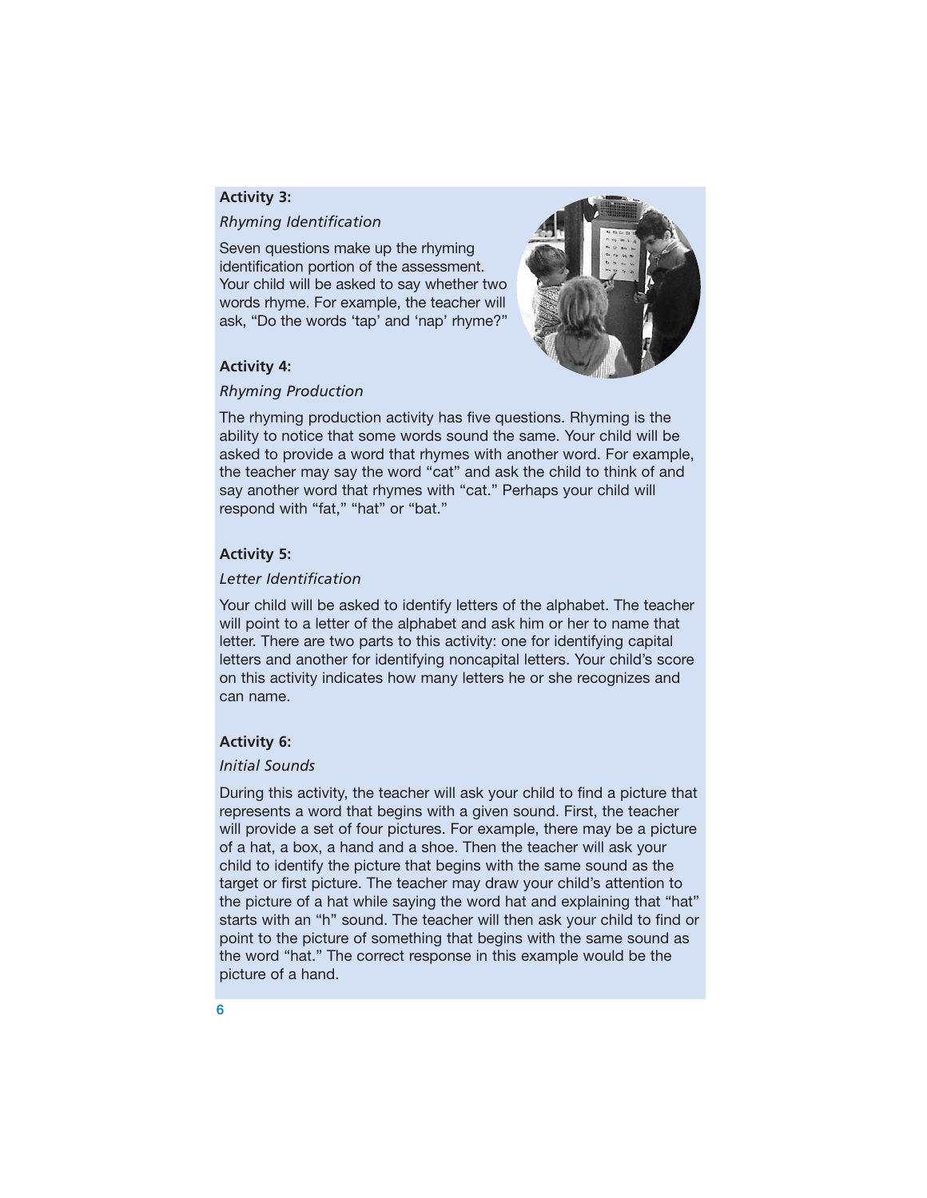**Activity 3:**

*Rhyming Identification*

Seven questions make up the rhyming identification portion of the assessment. Your child will be asked to say whether two words rhyme. For example, the teacher will ask, "Do the words 'tap' and 'nap' rhyme?"

**Activity 4:**

*Rhyming Production*

The rhyming production activity has five questions. Rhyming is the ability to notice that some words sound the same. Your child will be asked to provide a word that rhymes with another word. For example, the teacher may say the word "cat" and ask the child to think of and say another word that rhymes with "cat." Perhaps your child will respond with "fat," "hat" or "bat."

**Activity 5:**

*Letter Identification*

Your child will be asked to identify letters of the alphabet. The teacher will point to a letter of the alphabet and ask him or her to name that letter. There are two parts to this activity: one for identifying capital letters and another for identifying noncapital letters. Your child's score on this activity indicates how many letters he or she recognizes and can name.

**Activity 6:**

*Initial Sounds*

During this activity, the teacher will ask your child to find a picture that represents a word that begins with a given sound. First, the teacher will provide a set of four pictures. For example, there may be a picture of a hat, a box, a hand and a shoe. Then the teacher will ask your child to identify the picture that begins with the same sound as the target or first picture. The teacher may draw your child's attention to the picture of a hat while saying the word hat and explaining that "hat" starts with an "h" sound. The teacher will then ask your child to find or point to the picture of something that begins with the same sound as the word "hat." The correct response in this example would be the picture of a hand.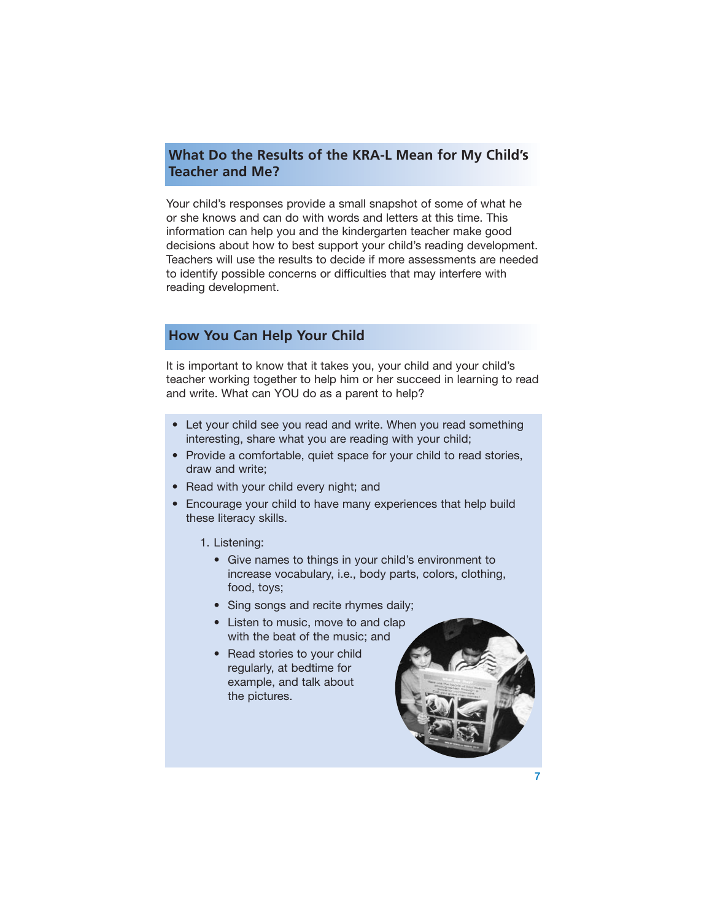## What Do the Results of the KRA-L Mean for My Child's Teacher and Me?

Your child's responses provide a small snapshot of some of what he or she knows and can do with words and letters at this time. This information can help you and the kindergarten teacher make good decisions about how to best support your child's reading development. Teachers will use the results to decide if more assessments are needed to identify possible concerns or difficulties that may interfere with reading development.

## How You Can Help Your Child

It is important to know that it takes you, your child and your child's teacher working together to help him or her succeed in learning to read and write. What can YOU do as a parent to help?

- Let your child see you read and write. When you read something interesting, share what you are reading with your child;
- Provide a comfortable, quiet space for your child to read stories, draw and write;
- Read with your child every night; and
- Encourage your child to have many experiences that help build these literacy skills.

  1. Listening:
     - Give names to things in your child's environment to increase vocabulary, i.e., body parts, colors, clothing, food, toys;
     - Sing songs and recite rhymes daily;
     - Listen to music, move to and clap with the beat of the music; and
     - Read stories to your child regularly, at bedtime for example, and talk about the pictures.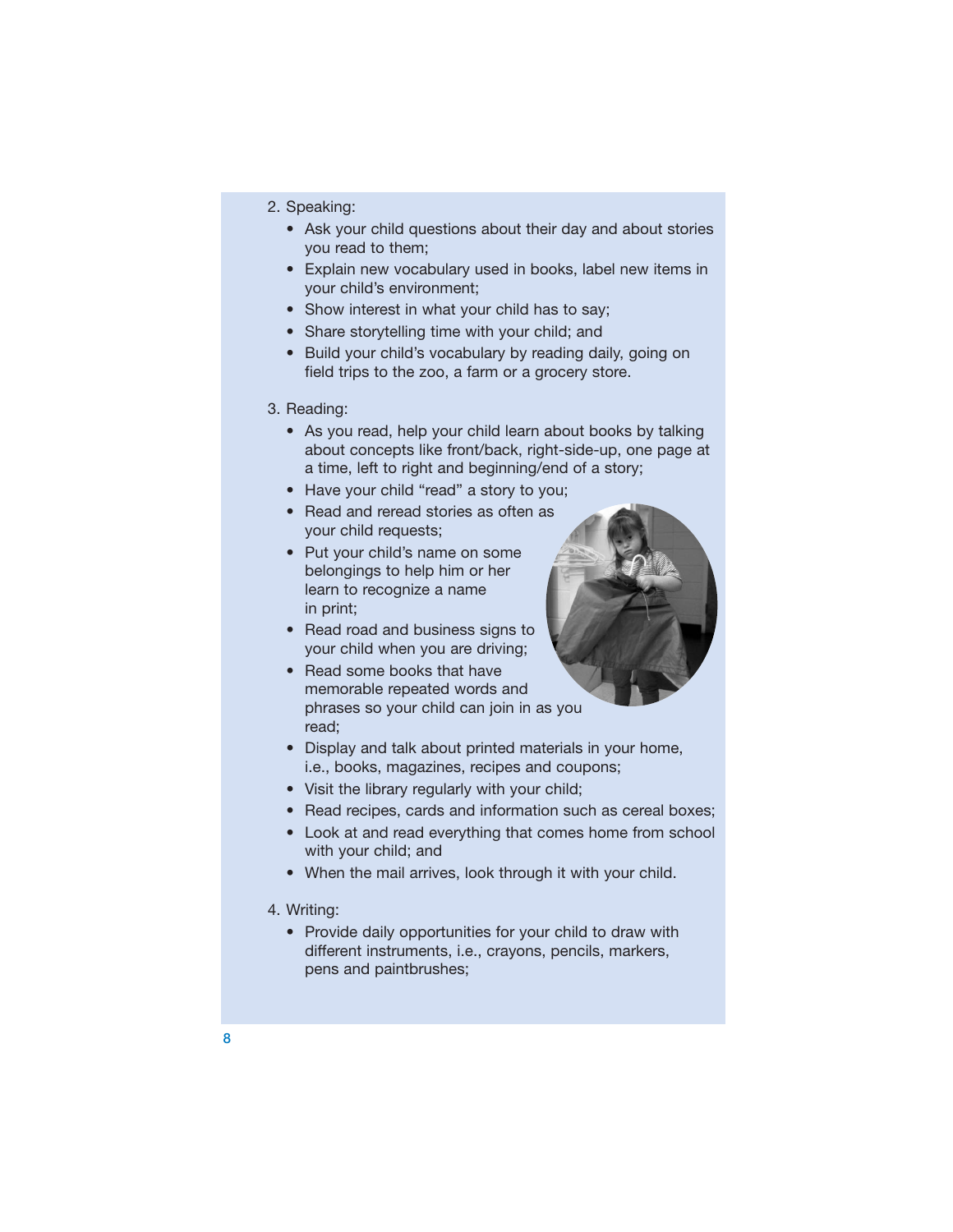2. Speaking:
   - Ask your child questions about their day and about stories you read to them;
   - Explain new vocabulary used in books, label new items in your child's environment;
   - Show interest in what your child has to say;
   - Share storytelling time with your child; and
   - Build your child's vocabulary by reading daily, going on field trips to the zoo, a farm or a grocery store.

3. Reading:
   - As you read, help your child learn about books by talking about concepts like front/back, right-side-up, one page at a time, left to right and beginning/end of a story;
   - Have your child "read" a story to you;
   - Read and reread stories as often as your child requests;
   - Put your child's name on some belongings to help him or her learn to recognize a name in print;
   - Read road and business signs to your child when you are driving;
   - Read some books that have memorable repeated words and phrases so your child can join in as you read;
   - Display and talk about printed materials in your home, i.e., books, magazines, recipes and coupons;
   - Visit the library regularly with your child;
   - Read recipes, cards and information such as cereal boxes;
   - Look at and read everything that comes home from school with your child; and
   - When the mail arrives, look through it with your child.

4. Writing:
   - Provide daily opportunities for your child to draw with different instruments, i.e., crayons, pencils, markers, pens and paintbrushes;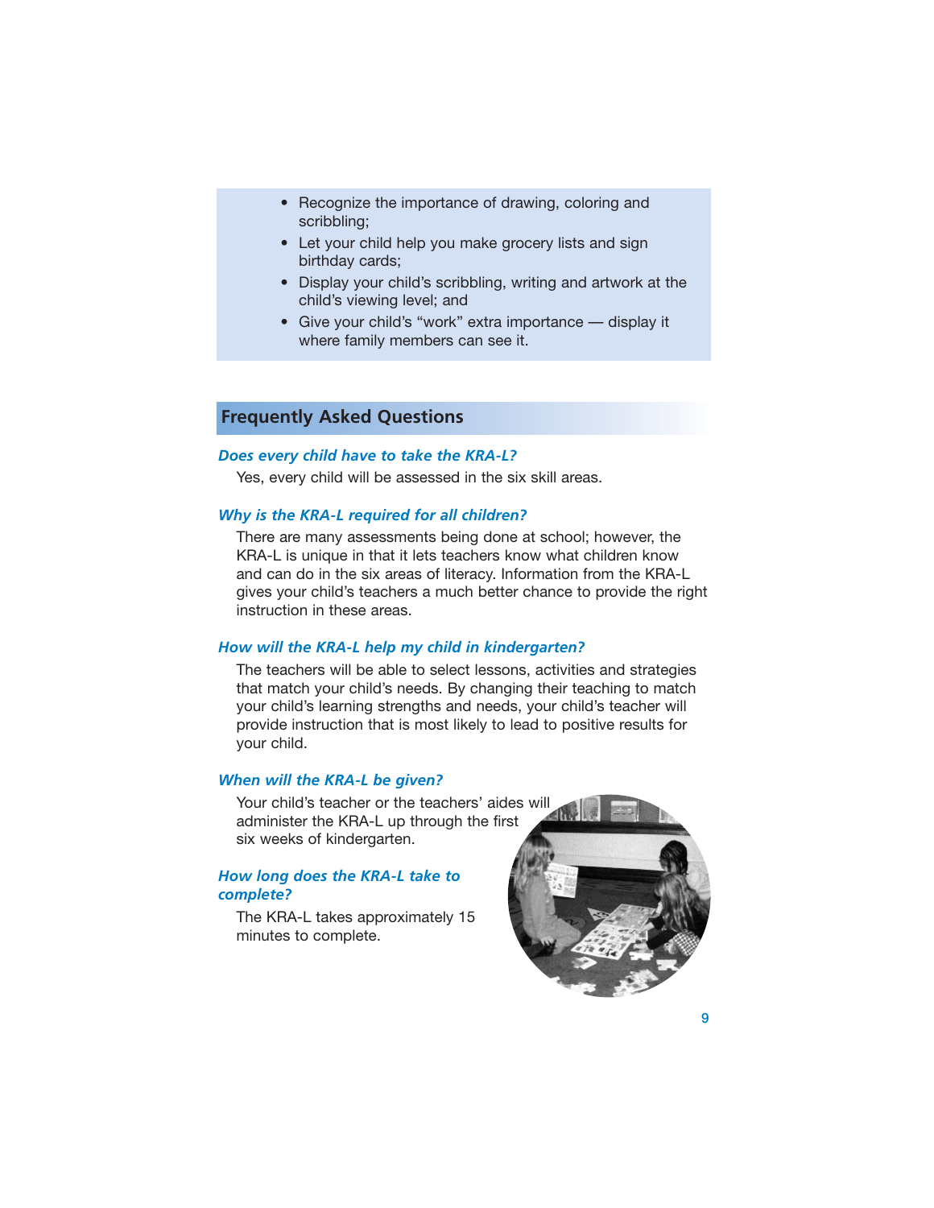- Recognize the importance of drawing, coloring and scribbling;
- Let your child help you make grocery lists and sign birthday cards;
- Display your child's scribbling, writing and artwork at the child's viewing level; and
- Give your child's "work" extra importance — display it where family members can see it.

## Frequently Asked Questions

***Does every child have to take the KRA-L?***

Yes, every child will be assessed in the six skill areas.

***Why is the KRA-L required for all children?***

There are many assessments being done at school; however, the KRA-L is unique in that it lets teachers know what children know and can do in the six areas of literacy. Information from the KRA-L gives your child's teachers a much better chance to provide the right instruction in these areas.

***How will the KRA-L help my child in kindergarten?***

The teachers will be able to select lessons, activities and strategies that match your child's needs. By changing their teaching to match your child's learning strengths and needs, your child's teacher will provide instruction that is most likely to lead to positive results for your child.

***When will the KRA-L be given?***

Your child's teacher or the teachers' aides will administer the KRA-L up through the first six weeks of kindergarten.

***How long does the KRA-L take to complete?***

The KRA-L takes approximately 15 minutes to complete.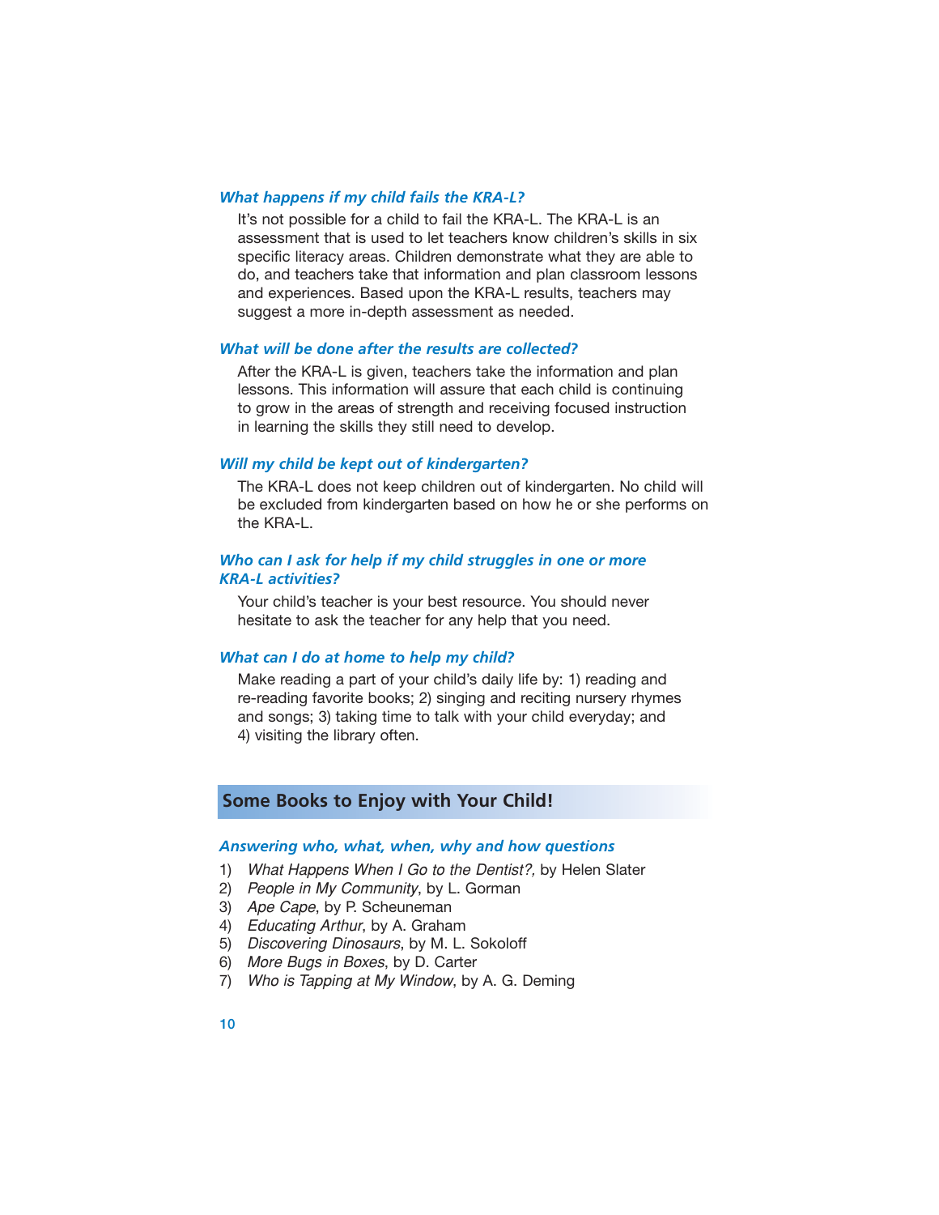### *What happens if my child fails the KRA-L?*

It's not possible for a child to fail the KRA-L. The KRA-L is an assessment that is used to let teachers know children's skills in six specific literacy areas. Children demonstrate what they are able to do, and teachers take that information and plan classroom lessons and experiences. Based upon the KRA-L results, teachers may suggest a more in-depth assessment as needed.

### *What will be done after the results are collected?*

After the KRA-L is given, teachers take the information and plan lessons. This information will assure that each child is continuing to grow in the areas of strength and receiving focused instruction in learning the skills they still need to develop.

### *Will my child be kept out of kindergarten?*

The KRA-L does not keep children out of kindergarten. No child will be excluded from kindergarten based on how he or she performs on the KRA-L.

### *Who can I ask for help if my child struggles in one or more KRA-L activities?*

Your child's teacher is your best resource. You should never hesitate to ask the teacher for any help that you need.

### *What can I do at home to help my child?*

Make reading a part of your child's daily life by: 1) reading and re-reading favorite books; 2) singing and reciting nursery rhymes and songs; 3) taking time to talk with your child everyday; and 4) visiting the library often.

## Some Books to Enjoy with Your Child!

### *Answering who, what, when, why and how questions*

1) *What Happens When I Go to the Dentist?,* by Helen Slater
2) *People in My Community*, by L. Gorman
3) *Ape Cape*, by P. Scheuneman
4) *Educating Arthur*, by A. Graham
5) *Discovering Dinosaurs*, by M. L. Sokoloff
6) *More Bugs in Boxes*, by D. Carter
7) *Who is Tapping at My Window*, by A. G. Deming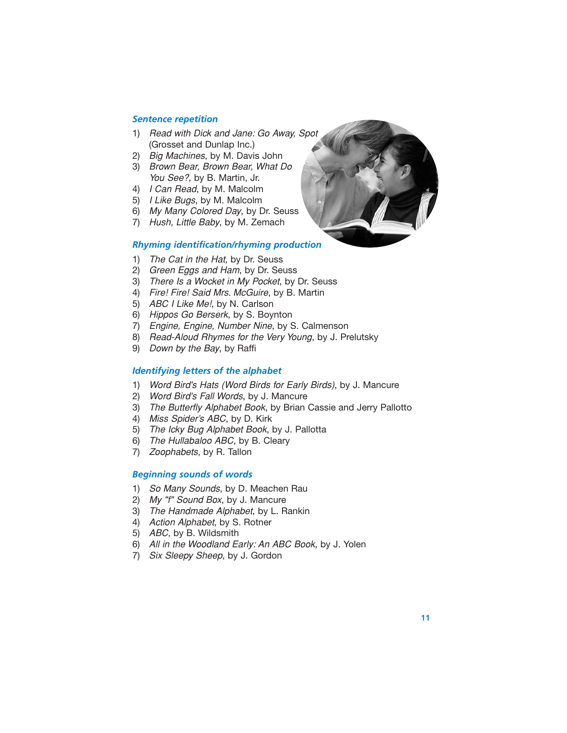### *Sentence repetition*

1) *Read with Dick and Jane: Go Away, Spot* (Grosset and Dunlap Inc.)
2) *Big Machines*, by M. Davis John
3) *Brown Bear, Brown Bear, What Do You See?*, by B. Martin, Jr.
4) *I Can Read*, by M. Malcolm
5) *I Like Bugs*, by M. Malcolm
6) *My Many Colored Day*, by Dr. Seuss
7) *Hush, Little Baby*, by M. Zemach

### *Rhyming identification/rhyming production*

1) *The Cat in the Hat*, by Dr. Seuss
2) *Green Eggs and Ham*, by Dr. Seuss
3) *There Is a Wocket in My Pocket*, by Dr. Seuss
4) *Fire! Fire! Said Mrs. McGuire*, by B. Martin
5) *ABC I Like Me!*, by N. Carlson
6) *Hippos Go Berserk*, by S. Boynton
7) *Engine, Engine, Number Nine*, by S. Calmenson
8) *Read-Aloud Rhymes for the Very Young*, by J. Prelutsky
9) *Down by the Bay*, by Raffi

### *Identifying letters of the alphabet*

1) *Word Bird's Hats (Word Birds for Early Birds)*, by J. Mancure
2) *Word Bird's Fall Words*, by J. Mancure
3) *The Butterfly Alphabet Book,* by Brian Cassie and Jerry Pallotto
4) *Miss Spider's ABC*, by D. Kirk
5) *The Icky Bug Alphabet Book*, by J. Pallotta
6) *The Hullabaloo ABC*, by B. Cleary
7) *Zoophabets*, by R. Tallon

### *Beginning sounds of words*

1) *So Many Sounds*, by D. Meachen Rau
2) *My "f" Sound Box*, by J. Mancure
3) *The Handmade Alphabet*, by L. Rankin
4) *Action Alphabet*, by S. Rotner
5) *ABC*, by B. Wildsmith
6) *All in the Woodland Early: An ABC Book*, by J. Yolen
7) *Six Sleepy Sheep*, by J. Gordon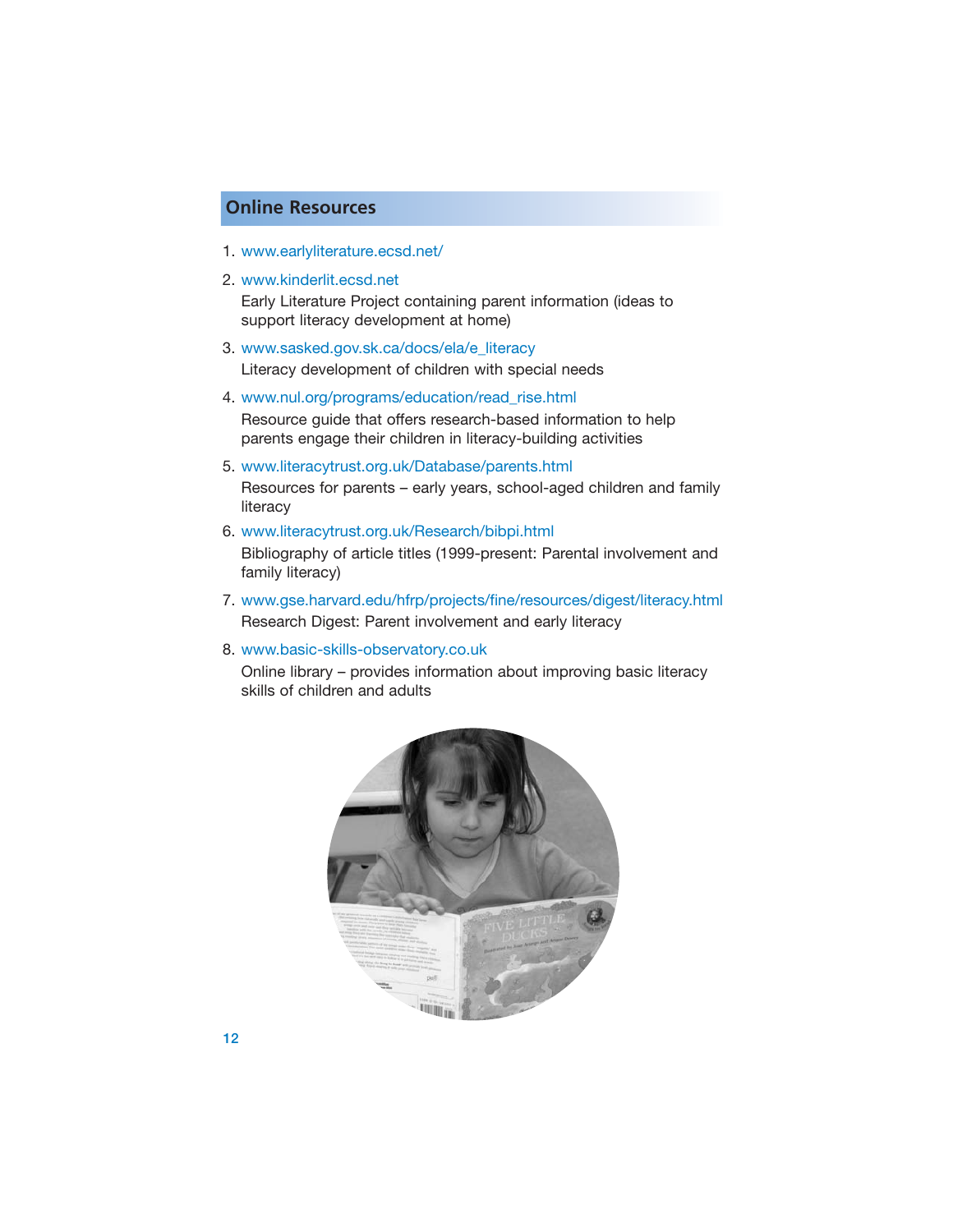## Online Resources

1. www.earlyliterature.ecsd.net/
2. www.kinderlit.ecsd.net
   Early Literature Project containing parent information (ideas to support literacy development at home)
3. www.sasked.gov.sk.ca/docs/ela/e_literacy
   Literacy development of children with special needs
4. www.nul.org/programs/education/read_rise.html
   Resource guide that offers research-based information to help parents engage their children in literacy-building activities
5. www.literacytrust.org.uk/Database/parents.html
   Resources for parents – early years, school-aged children and family literacy
6. www.literacytrust.org.uk/Research/bibpi.html
   Bibliography of article titles (1999-present: Parental involvement and family literacy)
7. www.gse.harvard.edu/hfrp/projects/fine/resources/digest/literacy.html
   Research Digest: Parent involvement and early literacy
8. www.basic-skills-observatory.co.uk
   Online library – provides information about improving basic literacy skills of children and adults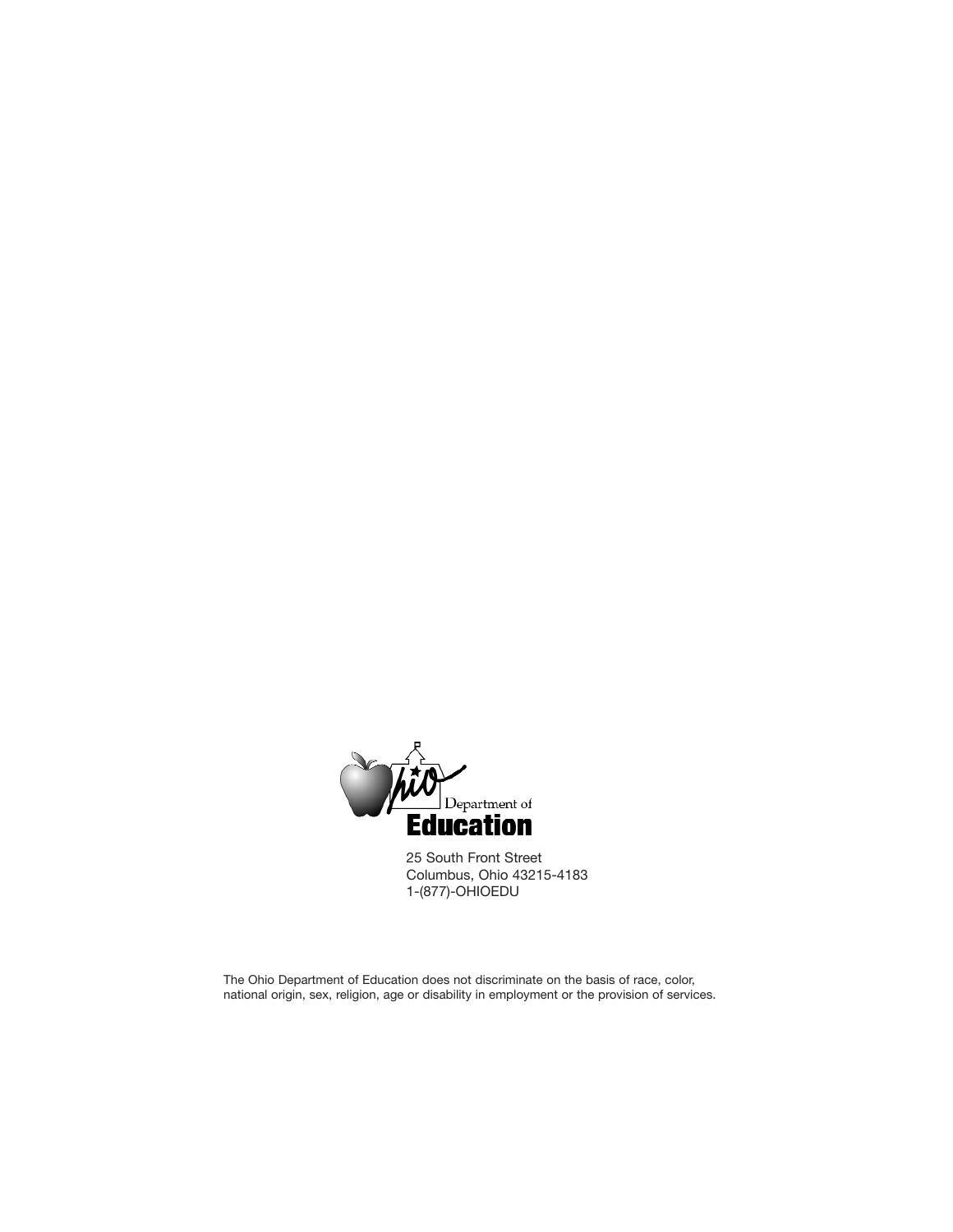Ohio Department of Education

25 South Front Street
Columbus, Ohio 43215-4183
1-(877)-OHIOEDU

The Ohio Department of Education does not discriminate on the basis of race, color, national origin, sex, religion, age or disability in employment or the provision of services.